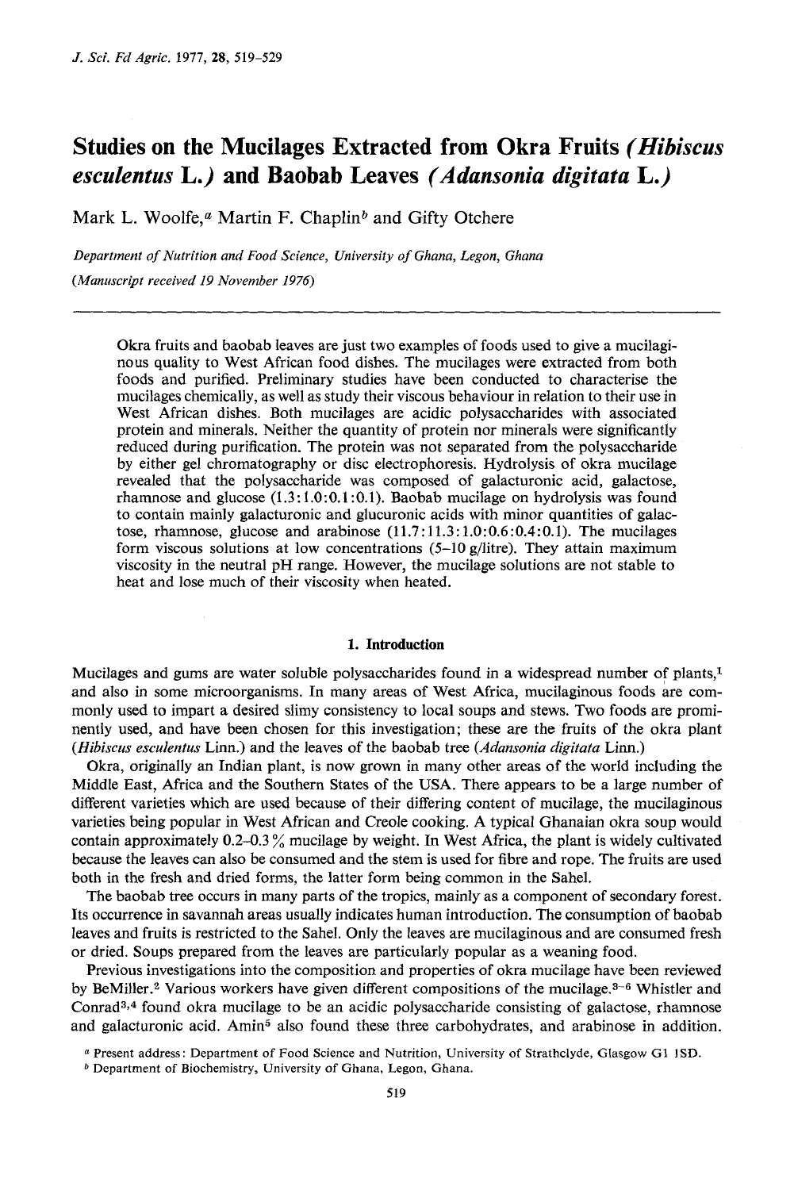# Studies on the Mucilages Extracted from Okra Fruits *(Hibiscus esculentus* L.*)* and Baobab Leaves *(Adansonia digitata* L.*)*

Mark L. Woolfe,[a] Martin F. Chaplin[b] and Gifty Otchere

*Department of Nutrition and Food Science, University of Ghana, Legon, Ghana*

*(Manuscript received 19 November 1976)*

---

Okra fruits and baobab leaves are just two examples of foods used to give a mucilaginous quality to West African food dishes. The mucilages were extracted from both foods and purified. Preliminary studies have been conducted to characterise the mucilages chemically, as well as study their viscous behaviour in relation to their use in West African dishes. Both mucilages are acidic polysaccharides with associated protein and minerals. Neither the quantity of protein nor minerals were significantly reduced during purification. The protein was not separated from the polysaccharide by either gel chromatography or disc electrophoresis. Hydrolysis of okra mucilage revealed that the polysaccharide was composed of galacturonic acid, galactose, rhamnose and glucose (1.3:1.0:0.1:0.1). Baobab mucilage on hydrolysis was found to contain mainly galacturonic and glucuronic acids with minor quantities of galactose, rhamnose, glucose and arabinose (11.7:11.3:1.0:0.6:0.4:0.1). The mucilages form viscous solutions at low concentrations (5–10 g/litre). They attain maximum viscosity in the neutral pH range. However, the mucilage solutions are not stable to heat and lose much of their viscosity when heated.

## 1. Introduction

Mucilages and gums are water soluble polysaccharides found in a widespread number of plants,[1] and also in some microorganisms. In many areas of West Africa, mucilaginous foods are commonly used to impart a desired slimy consistency to local soups and stews. Two foods are prominently used, and have been chosen for this investigation; these are the fruits of the okra plant (*Hibiscus esculentus* Linn.) and the leaves of the baobab tree (*Adansonia digitata* Linn.)

Okra, originally an Indian plant, is now grown in many other areas of the world including the Middle East, Africa and the Southern States of the USA. There appears to be a large number of different varieties which are used because of their differing content of mucilage, the mucilaginous varieties being popular in West African and Creole cooking. A typical Ghanaian okra soup would contain approximately 0.2–0.3% mucilage by weight. In West Africa, the plant is widely cultivated because the leaves can also be consumed and the stem is used for fibre and rope. The fruits are used both in the fresh and dried forms, the latter form being common in the Sahel.

The baobab tree occurs in many parts of the tropics, mainly as a component of secondary forest. Its occurrence in savannah areas usually indicates human introduction. The consumption of baobab leaves and fruits is restricted to the Sahel. Only the leaves are mucilaginous and are consumed fresh or dried. Soups prepared from the leaves are particularly popular as a weaning food.

Previous investigations into the composition and properties of okra mucilage have been reviewed by BeMiller.[2] Various workers have given different compositions of the mucilage.[3–6] Whistler and Conrad[3,4] found okra mucilage to be an acidic polysaccharide consisting of galactose, rhamnose and galacturonic acid. Amin[5] also found these three carbohydrates, and arabinose in addition.

[a] Present address: Department of Food Science and Nutrition, University of Strathclyde, Glasgow G1 1SD.

[b] Department of Biochemistry, University of Ghana, Legon, Ghana.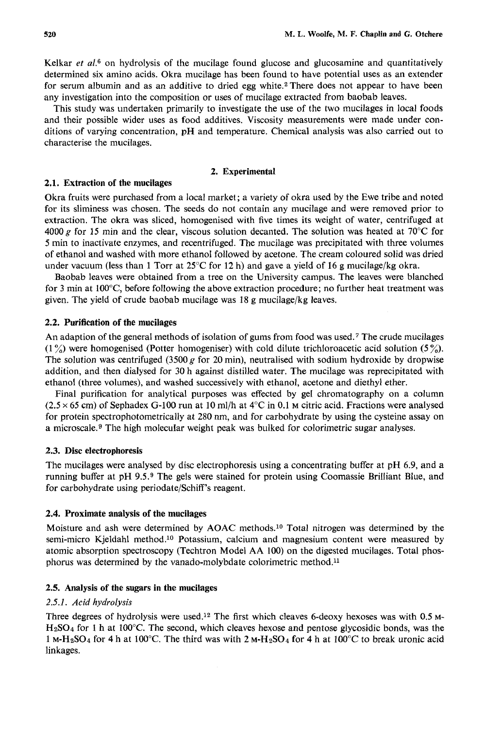Kelkar *et al.*[6] on hydrolysis of the mucilage found glucose and glucosamine and quantitatively determined six amino acids. Okra mucilage has been found to have potential uses as an extender for serum albumin and as an additive to dried egg white.[2] There does not appear to have been any investigation into the composition or uses of mucilage extracted from baobab leaves.

This study was undertaken primarily to investigate the use of the two mucilages in local foods and their possible wider uses as food additives. Viscosity measurements were made under conditions of varying concentration, pH and temperature. Chemical analysis was also carried out to characterise the mucilages.

## 2. Experimental

### 2.1. Extraction of the mucilages

Okra fruits were purchased from a local market; a variety of okra used by the Ewe tribe and noted for its sliminess was chosen. The seeds do not contain any mucilage and were removed prior to extraction. The okra was sliced, homogenised with five times its weight of water, centrifuged at 4000 *g* for 15 min and the clear, viscous solution decanted. The solution was heated at 70°C for 5 min to inactivate enzymes, and recentrifuged. The mucilage was precipitated with three volumes of ethanol and washed with more ethanol followed by acetone. The cream coloured solid was dried under vacuum (less than 1 Torr at 25°C for 12 h) and gave a yield of 16 g mucilage/kg okra.

Baobab leaves were obtained from a tree on the University campus. The leaves were blanched for 3 min at 100°C, before following the above extraction procedure; no further heat treatment was given. The yield of crude baobab mucilage was 18 g mucilage/kg leaves.

### 2.2. Purification of the mucilages

An adaption of the general methods of isolation of gums from food was used.[7] The crude mucilages (1 %) were homogenised (Potter homogeniser) with cold dilute trichloroacetic acid solution (5 %). The solution was centrifuged (3500 *g* for 20 min), neutralised with sodium hydroxide by dropwise addition, and then dialysed for 30 h against distilled water. The mucilage was reprecipitated with ethanol (three volumes), and washed successively with ethanol, acetone and diethyl ether.

Final purification for analytical purposes was effected by gel chromatography on a column (2.5 × 65 cm) of Sephadex G-100 run at 10 ml/h at 4°C in 0.1 M citric acid. Fractions were analysed for protein spectrophotometrically at 280 nm, and for carbohydrate by using the cysteine assay on a microscale.[9] The high molecular weight peak was bulked for colorimetric sugar analyses.

### 2.3. Disc electrophoresis

The mucilages were analysed by disc electrophoresis using a concentrating buffer at pH 6.9, and a running buffer at pH 9.5.[9] The gels were stained for protein using Coomassie Brilliant Blue, and for carbohydrate using periodate/Schiff's reagent.

### 2.4. Proximate analysis of the mucilages

Moisture and ash were determined by AOAC methods.[10] Total nitrogen was determined by the semi-micro Kjeldahl method.[10] Potassium, calcium and magnesium content were measured by atomic absorption spectroscopy (Techtron Model AA 100) on the digested mucilages. Total phosphorus was determined by the vanado-molybdate colorimetric method.[11]

### 2.5. Analysis of the sugars in the mucilages

#### 2.5.1. *Acid hydrolysis*

Three degrees of hydrolysis were used.[12] The first which cleaves 6-deoxy hexoses was with 0.5 M-$H_2SO_4$ for 1 h at 100°C. The second, which cleaves hexose and pentose glycosidic bonds, was the 1 M-$H_2SO_4$ for 4 h at 100°C. The third was with 2 M-$H_2SO_4$ for 4 h at 100°C to break uronic acid linkages.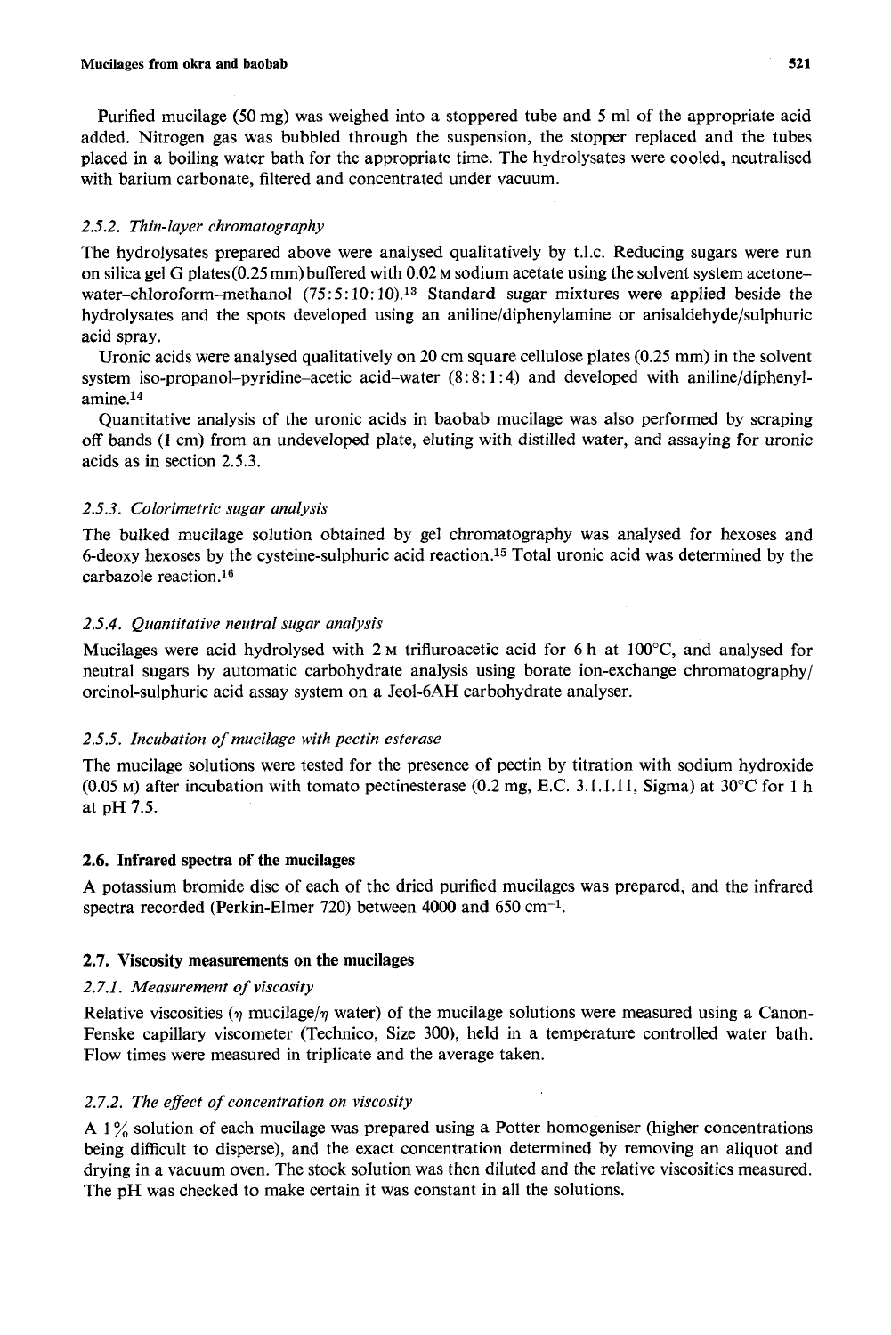Purified mucilage (50 mg) was weighed into a stoppered tube and 5 ml of the appropriate acid added. Nitrogen gas was bubbled through the suspension, the stopper replaced and the tubes placed in a boiling water bath for the appropriate time. The hydrolysates were cooled, neutralised with barium carbonate, filtered and concentrated under vacuum.

### 2.5.2. *Thin-layer chromatography*

The hydrolysates prepared above were analysed qualitatively by t.l.c. Reducing sugars were run on silica gel G plates (0.25 mm) buffered with 0.02 M sodium acetate using the solvent system acetone–water–chloroform–methanol (75:5:10:10).[13] Standard sugar mixtures were applied beside the hydrolysates and the spots developed using an aniline/diphenylamine or anisaldehyde/sulphuric acid spray.

Uronic acids were analysed qualitatively on 20 cm square cellulose plates (0.25 mm) in the solvent system iso-propanol–pyridine–acetic acid–water (8:8:1:4) and developed with aniline/diphenylamine.[14]

Quantitative analysis of the uronic acids in baobab mucilage was also performed by scraping off bands (1 cm) from an undeveloped plate, eluting with distilled water, and assaying for uronic acids as in section 2.5.3.

### 2.5.3. *Colorimetric sugar analysis*

The bulked mucilage solution obtained by gel chromatography was analysed for hexoses and 6-deoxy hexoses by the cysteine-sulphuric acid reaction.[15] Total uronic acid was determined by the carbazole reaction.[16]

### 2.5.4. *Quantitative neutral sugar analysis*

Mucilages were acid hydrolysed with 2 M trifluroacetic acid for 6 h at 100°C, and analysed for neutral sugars by automatic carbohydrate analysis using borate ion-exchange chromatography/orcinol-sulphuric acid assay system on a Jeol-6AH carbohydrate analyser.

### 2.5.5. *Incubation of mucilage with pectin esterase*

The mucilage solutions were tested for the presence of pectin by titration with sodium hydroxide (0.05 M) after incubation with tomato pectinesterase (0.2 mg, E.C. 3.1.1.11, Sigma) at 30°C for 1 h at pH 7.5.

## 2.6. Infrared spectra of the mucilages

A potassium bromide disc of each of the dried purified mucilages was prepared, and the infrared spectra recorded (Perkin-Elmer 720) between 4000 and 650 $cm^{-1}$.

## 2.7. Viscosity measurements on the mucilages

### 2.7.1. *Measurement of viscosity*

Relative viscosities ($\eta$ mucilage/$\eta$ water) of the mucilage solutions were measured using a Canon-Fenske capillary viscometer (Technico, Size 300), held in a temperature controlled water bath. Flow times were measured in triplicate and the average taken.

### 2.7.2. *The effect of concentration on viscosity*

A 1% solution of each mucilage was prepared using a Potter homogeniser (higher concentrations being difficult to disperse), and the exact concentration determined by removing an aliquot and drying in a vacuum oven. The stock solution was then diluted and the relative viscosities measured. The pH was checked to make certain it was constant in all the solutions.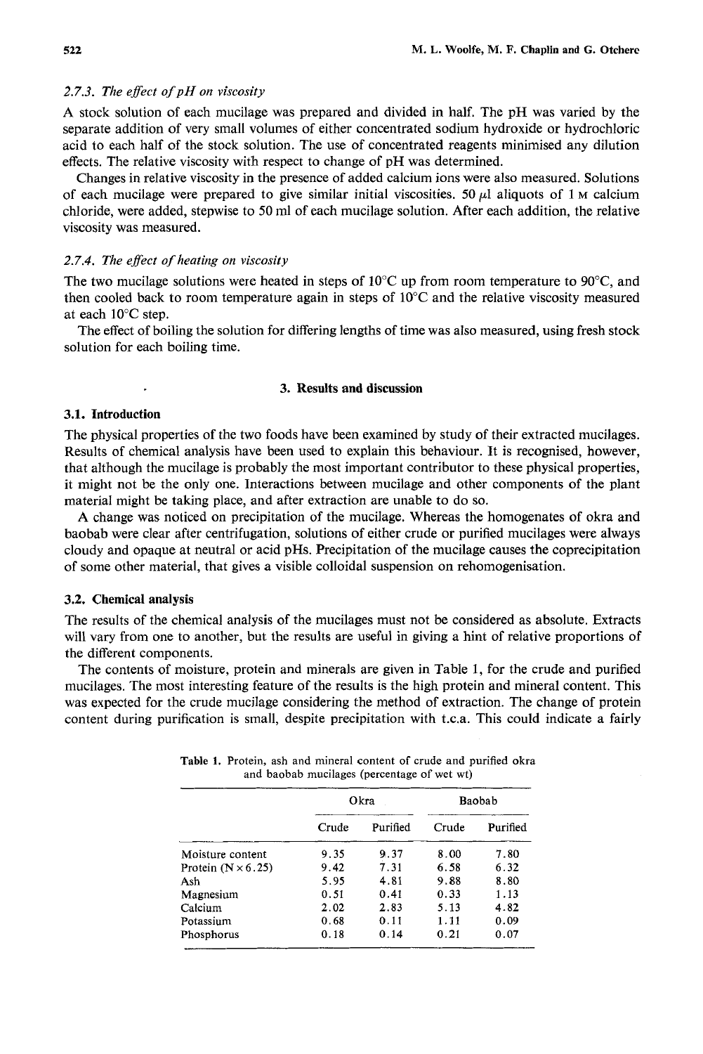### 2.7.3. *The effect of pH on viscosity*

A stock solution of each mucilage was prepared and divided in half. The pH was varied by the separate addition of very small volumes of either concentrated sodium hydroxide or hydrochloric acid to each half of the stock solution. The use of concentrated reagents minimised any dilution effects. The relative viscosity with respect to change of pH was determined.

Changes in relative viscosity in the presence of added calcium ions were also measured. Solutions of each mucilage were prepared to give similar initial viscosities. 50 $\mu$l aliquots of 1 M calcium chloride, were added, stepwise to 50 ml of each mucilage solution. After each addition, the relative viscosity was measured.

### 2.7.4. *The effect of heating on viscosity*

The two mucilage solutions were heated in steps of 10°C up from room temperature to 90°C, and then cooled back to room temperature again in steps of 10°C and the relative viscosity measured at each 10°C step.

The effect of boiling the solution for differing lengths of time was also measured, using fresh stock solution for each boiling time.

## 3. Results and discussion

### 3.1. Introduction

The physical properties of the two foods have been examined by study of their extracted mucilages. Results of chemical analysis have been used to explain this behaviour. It is recognised, however, that although the mucilage is probably the most important contributor to these physical properties, it might not be the only one. Interactions between mucilage and other components of the plant material might be taking place, and after extraction are unable to do so.

A change was noticed on precipitation of the mucilage. Whereas the homogenates of okra and baobab were clear after centrifugation, solutions of either crude or purified mucilages were always cloudy and opaque at neutral or acid pHs. Precipitation of the mucilage causes the coprecipitation of some other material, that gives a visible colloidal suspension on rehomogenisation.

### 3.2. Chemical analysis

The results of the chemical analysis of the mucilages must not be considered as absolute. Extracts will vary from one to another, but the results are useful in giving a hint of relative proportions of the different components.

The contents of moisture, protein and minerals are given in Table 1, for the crude and purified mucilages. The most interesting feature of the results is the high protein and mineral content. This was expected for the crude mucilage considering the method of extraction. The change of protein content during purification is small, despite precipitation with t.c.a. This could indicate a fairly

**Table 1.** Protein, ash and mineral content of crude and purified okra and baobab mucilages (percentage of wet wt)

| | Okra | | Baobab | |
|---|---|---|---|---|
| | Crude | Purified | Crude | Purified |
| Moisture content | 9.35 | 9.37 | 8.00 | 7.80 |
| Protein (N × 6.25) | 9.42 | 7.31 | 6.58 | 6.32 |
| Ash | 5.95 | 4.81 | 9.88 | 8.80 |
| Magnesium | 0.51 | 0.41 | 0.33 | 1.13 |
| Calcium | 2.02 | 2.83 | 5.13 | 4.82 |
| Potassium | 0.68 | 0.11 | 1.11 | 0.09 |
| Phosphorus | 0.18 | 0.14 | 0.21 | 0.07 |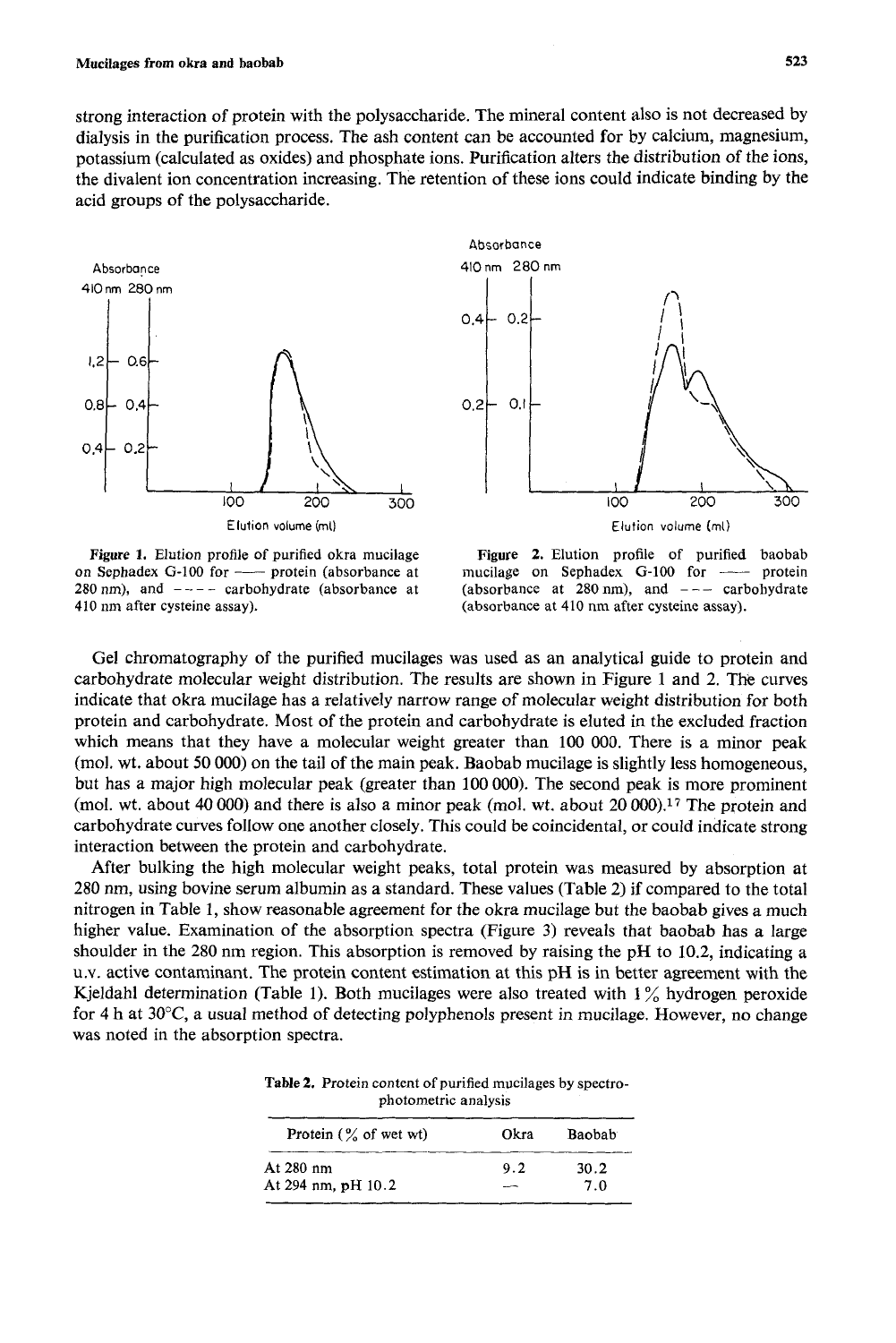strong interaction of protein with the polysaccharide. The mineral content also is not decreased by dialysis in the purification process. The ash content can be accounted for by calcium, magnesium, potassium (calculated as oxides) and phosphate ions. Purification alters the distribution of the ions, the divalent ion concentration increasing. The retention of these ions could indicate binding by the acid groups of the polysaccharide.

**Figure 1.** Elution profile of purified okra mucilage on Sephadex G-100 for —— protein (absorbance at 280 nm), and - - - - carbohydrate (absorbance at 410 nm after cysteine assay).

**Figure 2.** Elution profile of purified baobab mucilage on Sephadex G-100 for —— protein (absorbance at 280 nm), and - - - carbohydrate (absorbance at 410 nm after cysteine assay).

Gel chromatography of the purified mucilages was used as an analytical guide to protein and carbohydrate molecular weight distribution. The results are shown in Figure 1 and 2. The curves indicate that okra mucilage has a relatively narrow range of molecular weight distribution for both protein and carbohydrate. Most of the protein and carbohydrate is eluted in the excluded fraction which means that they have a molecular weight greater than 100 000. There is a minor peak (mol. wt. about 50 000) on the tail of the main peak. Baobab mucilage is slightly less homogeneous, but has a major high molecular peak (greater than 100 000). The second peak is more prominent (mol. wt. about 40 000) and there is also a minor peak (mol. wt. about 20 000).[17] The protein and carbohydrate curves follow one another closely. This could be coincidental, or could indicate strong interaction between the protein and carbohydrate.

After bulking the high molecular weight peaks, total protein was measured by absorption at 280 nm, using bovine serum albumin as a standard. These values (Table 2) if compared to the total nitrogen in Table 1, show reasonable agreement for the okra mucilage but the baobab gives a much higher value. Examination of the absorption spectra (Figure 3) reveals that baobab has a large shoulder in the 280 nm region. This absorption is removed by raising the pH to 10.2, indicating a u.v. active contaminant. The protein content estimation at this pH is in better agreement with the Kjeldahl determination (Table 1). Both mucilages were also treated with 1% hydrogen peroxide for 4 h at 30°C, a usual method of detecting polyphenols present in mucilage. However, no change was noted in the absorption spectra.

**Table 2.** Protein content of purified mucilages by spectrophotometric analysis

| Protein (% of wet wt) | Okra | Baobab |
|---|---|---|
| At 280 nm | 9.2 | 30.2 |
| At 294 nm, pH 10.2 | — | 7.0 |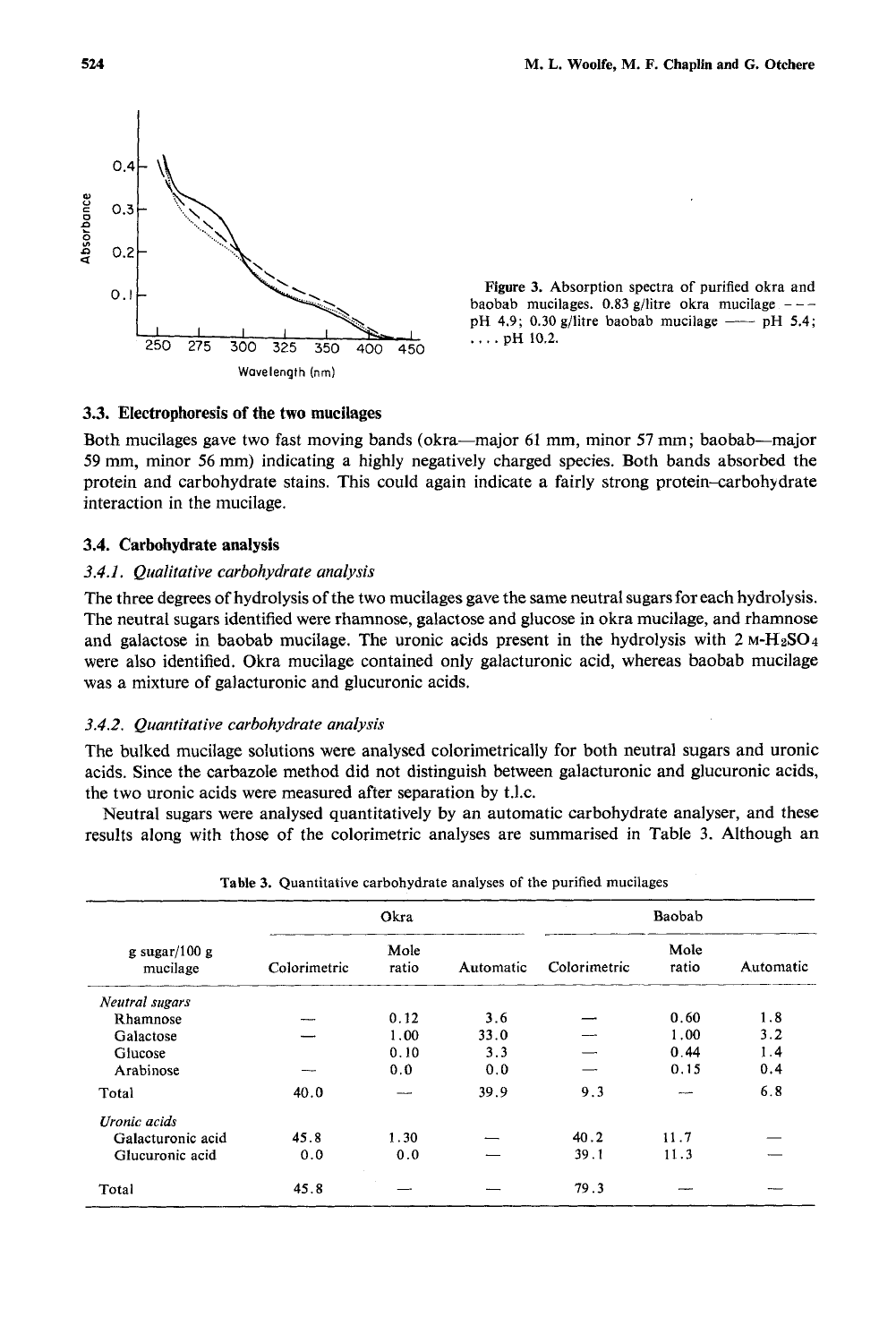Figure 3. Absorption spectra of purified okra and baobab mucilages. 0.83 g/litre okra mucilage - - - pH 4.9; 0.30 g/litre baobab mucilage —— pH 5.4; .... pH 10.2.

### 3.3. Electrophoresis of the two mucilages

Both mucilages gave two fast moving bands (okra—major 61 mm, minor 57 mm; baobab—major 59 mm, minor 56 mm) indicating a highly negatively charged species. Both bands absorbed the protein and carbohydrate stains. This could again indicate a fairly strong protein–carbohydrate interaction in the mucilage.

### 3.4. Carbohydrate analysis

#### 3.4.1. *Qualitative carbohydrate analysis*

The three degrees of hydrolysis of the two mucilages gave the same neutral sugars for each hydrolysis. The neutral sugars identified were rhamnose, galactose and glucose in okra mucilage, and rhamnose and galactose in baobab mucilage. The uronic acids present in the hydrolysis with 2 M-$H_2SO_4$ were also identified. Okra mucilage contained only galacturonic acid, whereas baobab mucilage was a mixture of galacturonic and glucuronic acids.

#### 3.4.2. *Quantitative carbohydrate analysis*

The bulked mucilage solutions were analysed colorimetrically for both neutral sugars and uronic acids. Since the carbazole method did not distinguish between galacturonic and glucuronic acids, the two uronic acids were measured after separation by t.l.c.

Neutral sugars were analysed quantitatively by an automatic carbohydrate analyser, and these results along with those of the colorimetric analyses are summarised in Table 3. Although an

Table 3. Quantitative carbohydrate analyses of the purified mucilages

| g sugar/100 g mucilage | Okra | | | Baobab | | |
|---|---|---|---|---|---|---|
| | Colorimetric | Mole ratio | Automatic | Colorimetric | Mole ratio | Automatic |
| *Neutral sugars* | | | | | | |
| Rhamnose | — | 0.12 | 3.6 | — | 0.60 | 1.8 |
| Galactose | — | 1.00 | 33.0 | — | 1.00 | 3.2 |
| Glucose | | 0.10 | 3.3 | — | 0.44 | 1.4 |
| Arabinose | — | 0.0 | 0.0 | — | 0.15 | 0.4 |
| Total | 40.0 | — | 39.9 | 9.3 | — | 6.8 |
| *Uronic acids* | | | | | | |
| Galacturonic acid | 45.8 | 1.30 | — | 40.2 | 11.7 | — |
| Glucuronic acid | 0.0 | 0.0 | — | 39.1 | 11.3 | — |
| Total | 45.8 | — | — | 79.3 | — | — |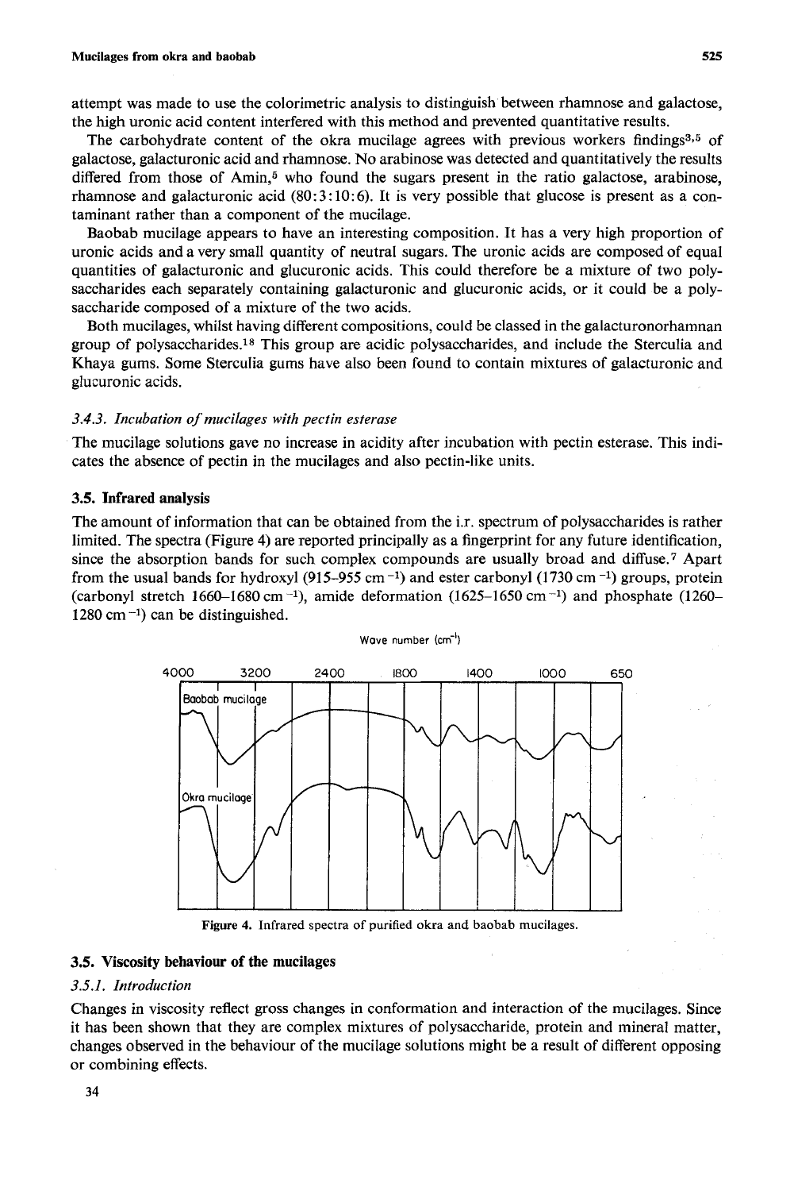attempt was made to use the colorimetric analysis to distinguish between rhamnose and galactose, the high uronic acid content interfered with this method and prevented quantitative results.

The carbohydrate content of the okra mucilage agrees with previous workers findings[3,5] of galactose, galacturonic acid and rhamnose. No arabinose was detected and quantitatively the results differed from those of Amin,[5] who found the sugars present in the ratio galactose, arabinose, rhamnose and galacturonic acid (80:3:10:6). It is very possible that glucose is present as a contaminant rather than a component of the mucilage.

Baobab mucilage appears to have an interesting composition. It has a very high proportion of uronic acids and a very small quantity of neutral sugars. The uronic acids are composed of equal quantities of galacturonic and glucuronic acids. This could therefore be a mixture of two polysaccharides each separately containing galacturonic and glucuronic acids, or it could be a polysaccharide composed of a mixture of the two acids.

Both mucilages, whilst having different compositions, could be classed in the galacturonorhamnan group of polysaccharides.[18] This group are acidic polysaccharides, and include the Sterculia and Khaya gums. Some Sterculia gums have also been found to contain mixtures of galacturonic and glucuronic acids.

### 3.4.3. *Incubation of mucilages with pectin esterase*

The mucilage solutions gave no increase in acidity after incubation with pectin esterase. This indicates the absence of pectin in the mucilages and also pectin-like units.

## 3.5. Infrared analysis

The amount of information that can be obtained from the i.r. spectrum of polysaccharides is rather limited. The spectra (Figure 4) are reported principally as a fingerprint for any future identification, since the absorption bands for such complex compounds are usually broad and diffuse.[7] Apart from the usual bands for hydroxyl (915–955 cm$^{-1}$) and ester carbonyl (1730 cm$^{-1}$) groups, protein (carbonyl stretch 1660–1680 cm$^{-1}$), amide deformation (1625–1650 cm$^{-1}$) and phosphate (1260–1280 cm$^{-1}$) can be distinguished.

Figure 4. Infrared spectra of purified okra and baobab mucilages.

## 3.5. Viscosity behaviour of the mucilages

### 3.5.1. *Introduction*

Changes in viscosity reflect gross changes in conformation and interaction of the mucilages. Since it has been shown that they are complex mixtures of polysaccharide, protein and mineral matter, changes observed in the behaviour of the mucilage solutions might be a result of different opposing or combining effects.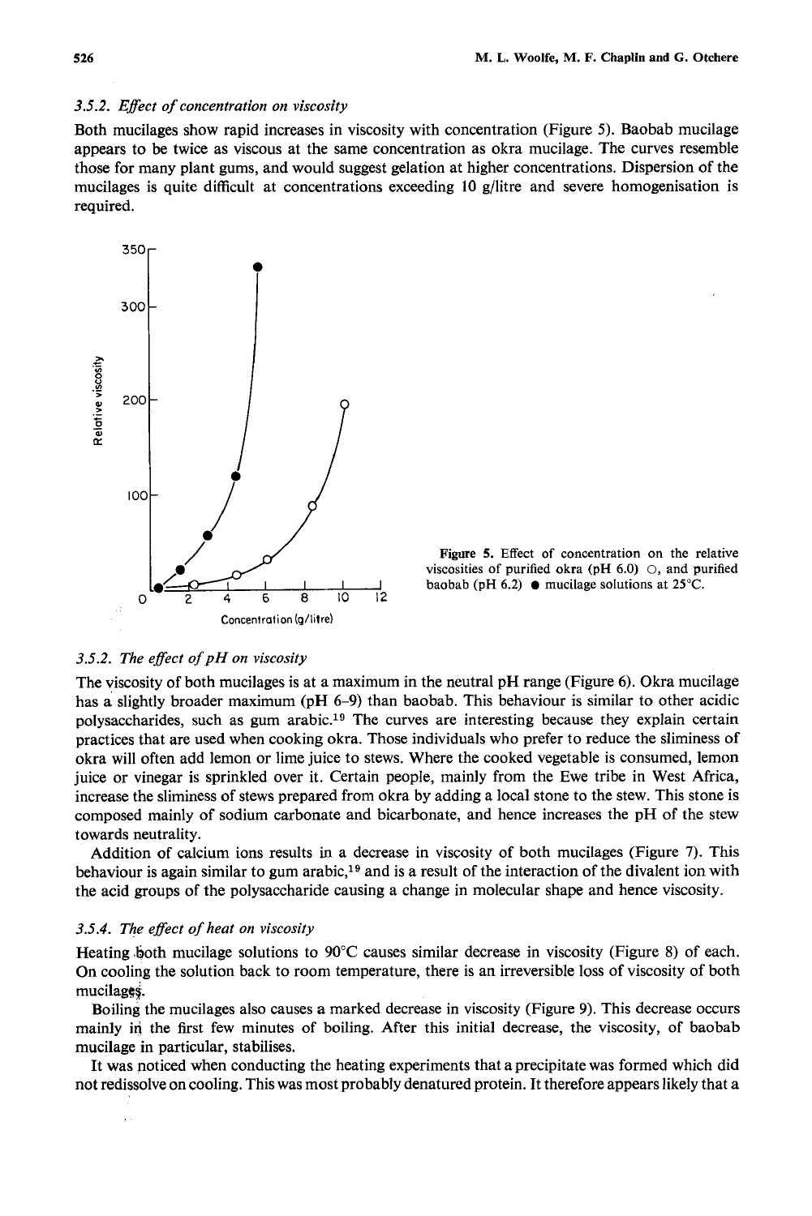### 3.5.2. *Effect of concentration on viscosity*

Both mucilages show rapid increases in viscosity with concentration (Figure 5). Baobab mucilage appears to be twice as viscous at the same concentration as okra mucilage. The curves resemble those for many plant gums, and would suggest gelation at higher concentrations. Dispersion of the mucilages is quite difficult at concentrations exceeding 10 g/litre and severe homogenisation is required.

**Figure 5.** Effect of concentration on the relative viscosities of purified okra (pH 6.0) ○, and purified baobab (pH 6.2) ● mucilage solutions at 25°C.

### 3.5.2. *The effect of pH on viscosity*

The viscosity of both mucilages is at a maximum in the neutral pH range (Figure 6). Okra mucilage has a slightly broader maximum (pH 6–9) than baobab. This behaviour is similar to other acidic polysaccharides, such as gum arabic.[19] The curves are interesting because they explain certain practices that are used when cooking okra. Those individuals who prefer to reduce the sliminess of okra will often add lemon or lime juice to stews. Where the cooked vegetable is consumed, lemon juice or vinegar is sprinkled over it. Certain people, mainly from the Ewe tribe in West Africa, increase the sliminess of stews prepared from okra by adding a local stone to the stew. This stone is composed mainly of sodium carbonate and bicarbonate, and hence increases the pH of the stew towards neutrality.

Addition of calcium ions results in a decrease in viscosity of both mucilages (Figure 7). This behaviour is again similar to gum arabic,[19] and is a result of the interaction of the divalent ion with the acid groups of the polysaccharide causing a change in molecular shape and hence viscosity.

### 3.5.4. *The effect of heat on viscosity*

Heating both mucilage solutions to 90°C causes similar decrease in viscosity (Figure 8) of each. On cooling the solution back to room temperature, there is an irreversible loss of viscosity of both mucilages.

Boiling the mucilages also causes a marked decrease in viscosity (Figure 9). This decrease occurs mainly in the first few minutes of boiling. After this initial decrease, the viscosity, of baobab mucilage in particular, stabilises.

It was noticed when conducting the heating experiments that a precipitate was formed which did not redissolve on cooling. This was most probably denatured protein. It therefore appears likely that a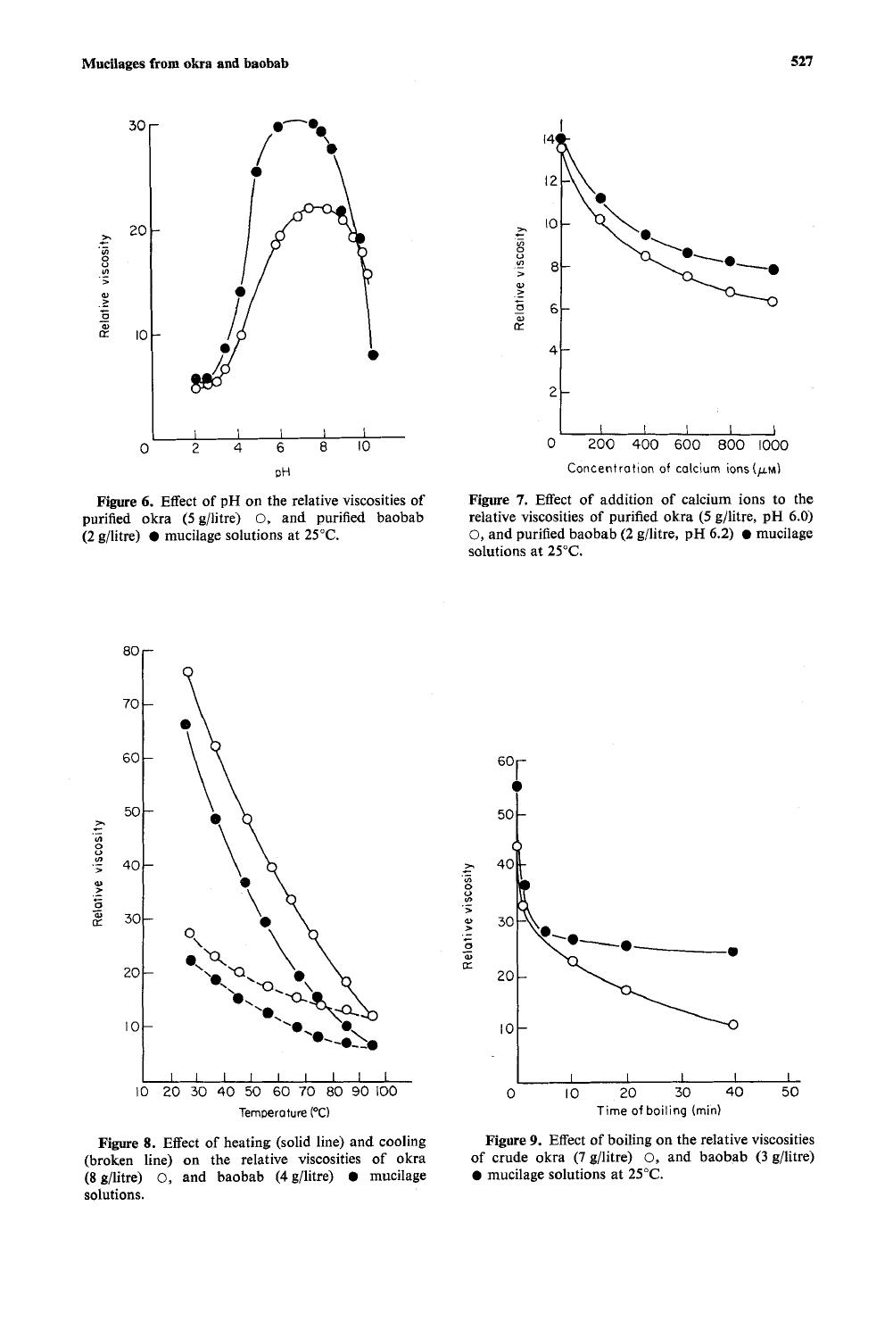Figure 6. Effect of pH on the relative viscosities of purified okra (5 g/litre) ○, and purified baobab (2 g/litre) ● mucilage solutions at 25°C.

Figure 7. Effect of addition of calcium ions to the relative viscosities of purified okra (5 g/litre, pH 6.0) ○, and purified baobab (2 g/litre, pH 6.2) ● mucilage solutions at 25°C.

Figure 8. Effect of heating (solid line) and cooling (broken line) on the relative viscosities of okra (8 g/litre) ○, and baobab (4 g/litre) ● mucilage solutions.

Figure 9. Effect of boiling on the relative viscosities of crude okra (7 g/litre) ○, and baobab (3 g/litre) ● mucilage solutions at 25°C.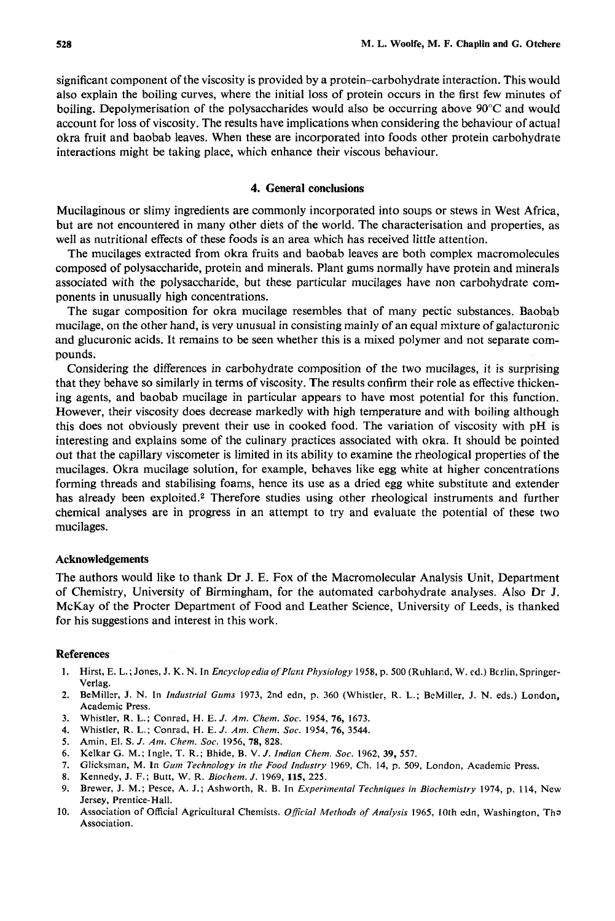significant component of the viscosity is provided by a protein–carbohydrate interaction. This would also explain the boiling curves, where the initial loss of protein occurs in the first few minutes of boiling. Depolymerisation of the polysaccharides would also be occurring above 90°C and would account for loss of viscosity. The results have implications when considering the behaviour of actual okra fruit and baobab leaves. When these are incorporated into foods other protein carbohydrate interactions might be taking place, which enhance their viscous behaviour.

## 4. General conclusions

Mucilaginous or slimy ingredients are commonly incorporated into soups or stews in West Africa, but are not encountered in many other diets of the world. The characterisation and properties, as well as nutritional effects of these foods is an area which has received little attention.

The mucilages extracted from okra fruits and baobab leaves are both complex macromolecules composed of polysaccharide, protein and minerals. Plant gums normally have protein and minerals associated with the polysaccharide, but these particular mucilages have non carbohydrate components in unusually high concentrations.

The sugar composition for okra mucilage resembles that of many pectic substances. Baobab mucilage, on the other hand, is very unusual in consisting mainly of an equal mixture of galacturonic and glucuronic acids. It remains to be seen whether this is a mixed polymer and not separate compounds.

Considering the differences in carbohydrate composition of the two mucilages, it is surprising that they behave so similarly in terms of viscosity. The results confirm their role as effective thickening agents, and baobab mucilage in particular appears to have most potential for this function. However, their viscosity does decrease markedly with high temperature and with boiling although this does not obviously prevent their use in cooked food. The variation of viscosity with pH is interesting and explains some of the culinary practices associated with okra. It should be pointed out that the capillary viscometer is limited in its ability to examine the rheological properties of the mucilages. Okra mucilage solution, for example, behaves like egg white at higher concentrations forming threads and stabilising foams, hence its use as a dried egg white substitute and extender has already been exploited.[2] Therefore studies using other rheological instruments and further chemical analyses are in progress in an attempt to try and evaluate the potential of these two mucilages.

### Acknowledgements

The authors would like to thank Dr J. E. Fox of the Macromolecular Analysis Unit, Department of Chemistry, University of Birmingham, for the automated carbohydrate analyses. Also Dr J. McKay of the Procter Department of Food and Leather Science, University of Leeds, is thanked for his suggestions and interest in this work.

### References

1. Hirst, E. L.; Jones, J. K. N. In *Encyclopedia of Plant Physiology* 1958, p. 500 (Ruhland, W. ed.) Berlin, Springer-Verlag.
2. BeMiller, J. N. In *Industrial Gums* 1973, 2nd edn, p. 360 (Whistler, R. L.; BeMiller, J. N. eds.) London, Academic Press.
3. Whistler, R. L.; Conrad, H. E. *J. Am. Chem. Soc.* 1954, **76**, 1673.
4. Whistler, R. L.; Conrad, H. E. *J. Am. Chem. Soc.* 1954, **76**, 3544.
5. Amin, El. S. *J. Am. Chem. Soc.* 1956, **78**, 828.
6. Kelkar G. M.; Ingle, T. R.; Bhide, B. V. *J. Indian Chem. Soc.* 1962, **39**, 557.
7. Glicksman, M. In *Gum Technology in the Food Industry* 1969, Ch. 14, p. 509, London, Academic Press.
8. Kennedy, J. F.; Butt, W. R. *Biochem. J.* 1969, **115**, 225.
9. Brewer, J. M.; Pesce, A. J.; Ashworth, R. B. In *Experimental Techniques in Biochemistry* 1974, p. 114, New Jersey, Prentice-Hall.
10. Association of Official Agricultural Chemists. *Official Methods of Analysis* 1965, 10th edn, Washington, The Association.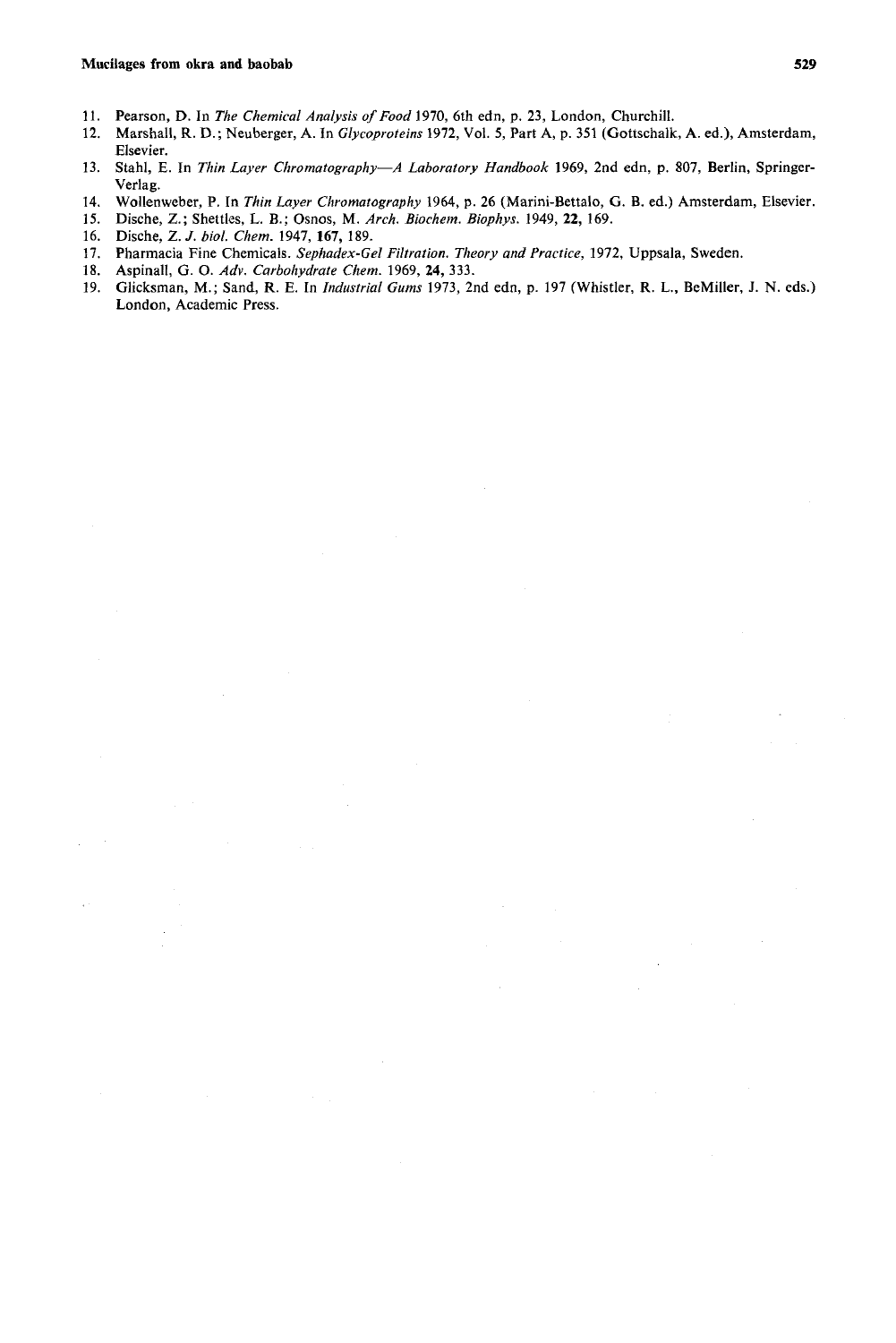11. Pearson, D. In *The Chemical Analysis of Food* 1970, 6th edn, p. 23, London, Churchill.
12. Marshall, R. D.; Neuberger, A. In *Glycoproteins* 1972, Vol. 5, Part A, p. 351 (Gottschalk, A. ed.), Amsterdam, Elsevier.
13. Stahl, E. In *Thin Layer Chromatography—A Laboratory Handbook* 1969, 2nd edn, p. 807, Berlin, Springer-Verlag.
14. Wollenweber, P. In *Thin Layer Chromatography* 1964, p. 26 (Marini-Bettalo, G. B. ed.) Amsterdam, Elsevier.
15. Dische, Z.; Shettles, L. B.; Osnos, M. *Arch. Biochem. Biophys.* 1949, **22**, 169.
16. Dische, Z. *J. biol. Chem.* 1947, **167**, 189.
17. Pharmacia Fine Chemicals. *Sephadex-Gel Filtration. Theory and Practice*, 1972, Uppsala, Sweden.
18. Aspinall, G. O. *Adv. Carbohydrate Chem.* 1969, **24**, 333.
19. Glicksman, M.; Sand, R. E. In *Industrial Gums* 1973, 2nd edn, p. 197 (Whistler, R. L., BeMiller, J. N. eds.) London, Academic Press.